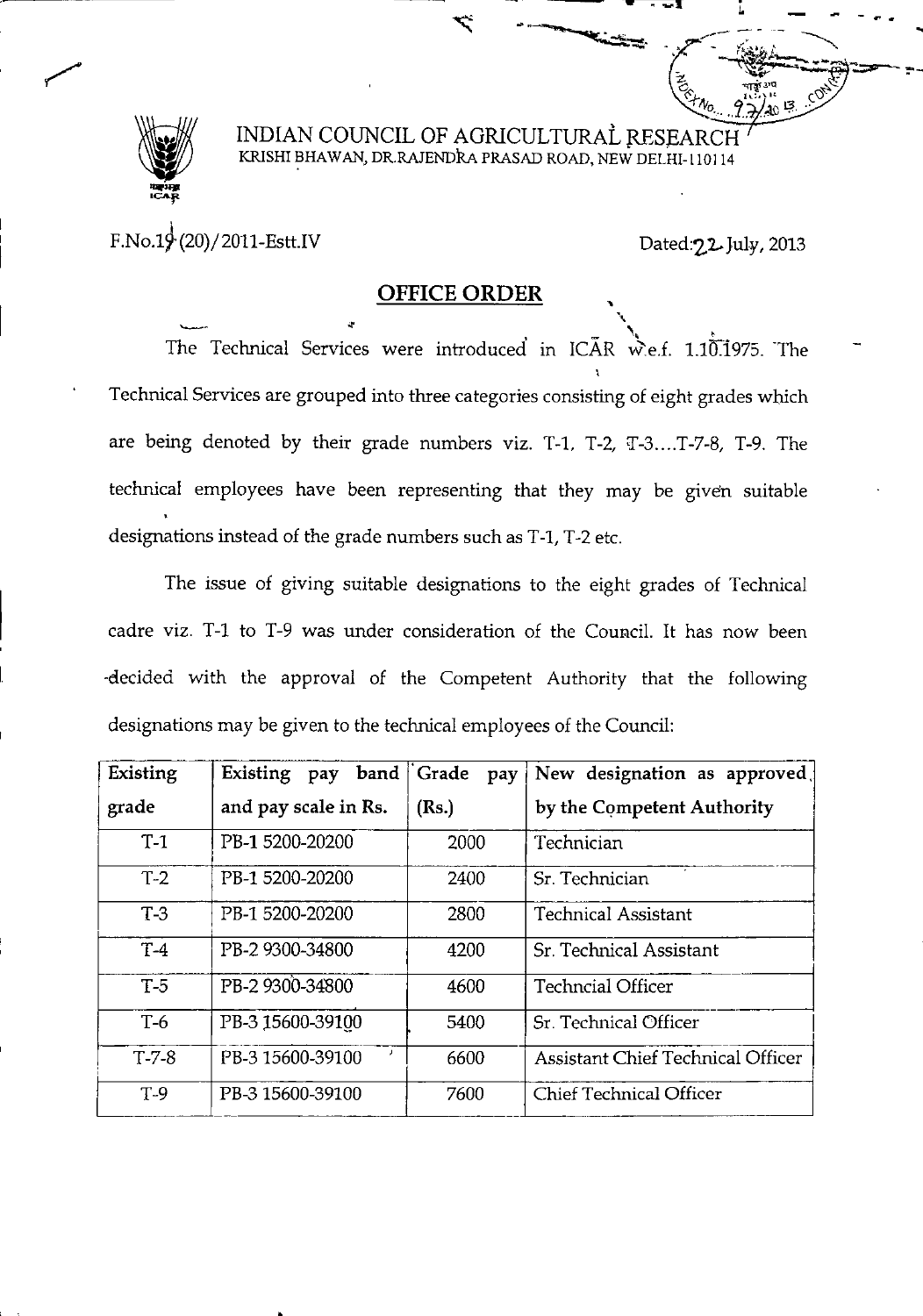# INDIAN COUNCIL OF AGRICULTURAL RESEARCH

KRISHI BHAWAN, DR.RAJENDRA PRASAD ROAD, NEW DELHI-110114

F.No.19(20)/2011-Estt.IV

Dated: 22 July, 2013

## OFFICE ORDER

The Technical Services were introduced in ICAR w.e.f. 1.10.1975. The Technical Services are grouped into three categories consisting of eight grades which are being denoted by their grade numbers viz. T-1, T-2, T-3....T-7-8, T-9. The technical employees have been representing that they may be given suitable designations instead of the grade numbers such as T-1, T-2 etc.

The issue of giving suitable designations to the eight grades of Technical cadre viz. T-1 to T-9 was under consideration of the Council. It has now been decided with the approval of the Competent Authority that the following designations may be given to the technical employees of the Council:

| Existing grade | Existing pay band and pay scale in Rs. | Grade pay (Rs.) | New designation as approved by the Competent Authority |
|---|---|---|---|
| T-1 | PB-1 5200-20200 | 2000 | Technician |
| T-2 | PB-1 5200-20200 | 2400 | Sr. Technician |
| T-3 | PB-1 5200-20200 | 2800 | Technical Assistant |
| T-4 | PB-2 9300-34800 | 4200 | Sr. Technical Assistant |
| T-5 | PB-2 9300-34800 | 4600 | Techncial Officer |
| T-6 | PB-3 15600-39100 | 5400 | Sr. Technical Officer |
| T-7-8 | PB-3 15600-39100 | 6600 | Assistant Chief Technical Officer |
| T-9 | PB-3 15600-39100 | 7600 | Chief Technical Officer |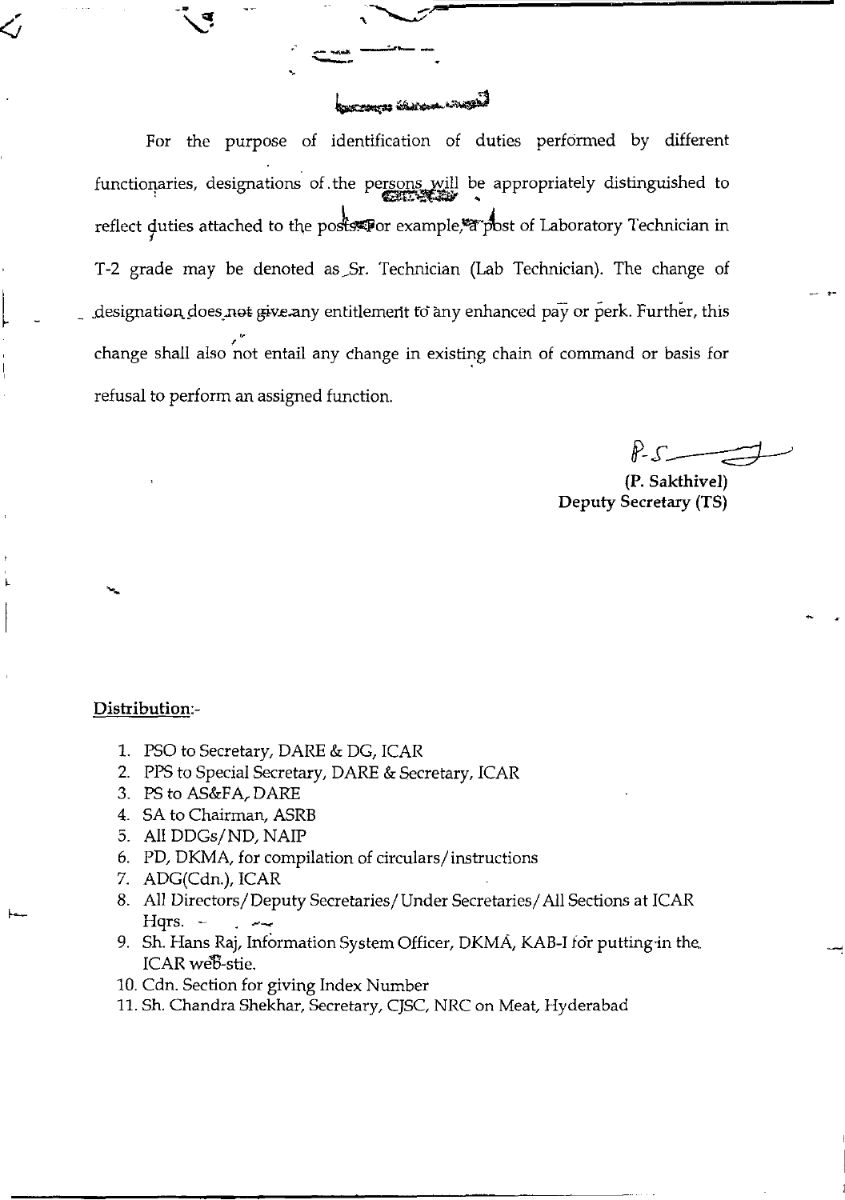For the purpose of identification of duties performed by different functionaries, designations of the persons will be appropriately distinguished to reflect duties attached to the posts. For example, a post of Laboratory Technician in T-2 grade may be denoted as Sr. Technician (Lab Technician). The change of designation does not give any entitlement to any enhanced pay or perk. Further, this change shall also not entail any change in existing chain of command or basis for refusal to perform an assigned function.

P-S

**(P. Sakthivel)**
**Deputy Secretary (TS)**

<u>Distribution</u>:-

1. PSO to Secretary, DARE & DG, ICAR
2. PPS to Special Secretary, DARE & Secretary, ICAR
3. PS to AS&FA, DARE
4. SA to Chairman, ASRB
5. All DDGs/ND, NAIP
6. PD, DKMA, for compilation of circulars/instructions
7. ADG(Cdn.), ICAR
8. All Directors/Deputy Secretaries/Under Secretaries/All Sections at ICAR Hqrs.
9. Sh. Hans Raj, Information System Officer, DKMA, KAB-I for putting in the ICAR web-stie.
10. Cdn. Section for giving Index Number
11. Sh. Chandra Shekhar, Secretary, CJSC, NRC on Meat, Hyderabad